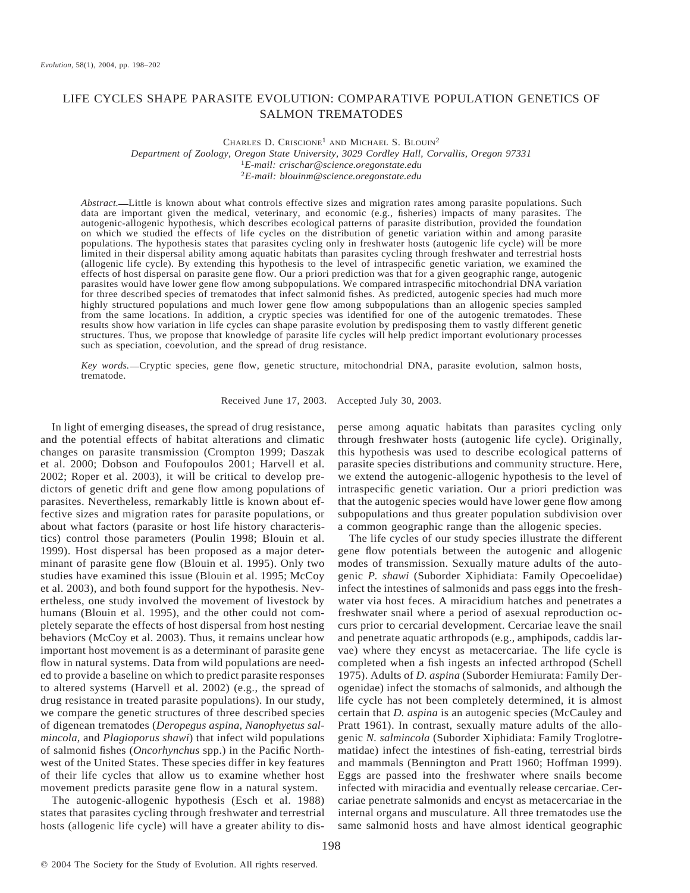# LIFE CYCLES SHAPE PARASITE EVOLUTION: COMPARATIVE POPULATION GENETICS OF SALMON TREMATODES

Charles D. Criscione[1] and Michael S. Blouin[2]

*Department of Zoology, Oregon State University, 3029 Cordley Hall, Corvallis, Oregon 97331*

[1]*E-mail: crischar@science.oregonstate.edu*

[2]*E-mail: blouinm@science.oregonstate.edu*

*Abstract.*—Little is known about what controls effective sizes and migration rates among parasite populations. Such data are important given the medical, veterinary, and economic (e.g., fisheries) impacts of many parasites. The autogenic-allogenic hypothesis, which describes ecological patterns of parasite distribution, provided the foundation on which we studied the effects of life cycles on the distribution of genetic variation within and among parasite populations. The hypothesis states that parasites cycling only in freshwater hosts (autogenic life cycle) will be more limited in their dispersal ability among aquatic habitats than parasites cycling through freshwater and terrestrial hosts (allogenic life cycle). By extending this hypothesis to the level of intraspecific genetic variation, we examined the effects of host dispersal on parasite gene flow. Our a priori prediction was that for a given geographic range, autogenic parasites would have lower gene flow among subpopulations. We compared intraspecific mitochondrial DNA variation for three described species of trematodes that infect salmonid fishes. As predicted, autogenic species had much more highly structured populations and much lower gene flow among subpopulations than an allogenic species sampled from the same locations. In addition, a cryptic species was identified for one of the autogenic trematodes. These results show how variation in life cycles can shape parasite evolution by predisposing them to vastly different genetic structures. Thus, we propose that knowledge of parasite life cycles will help predict important evolutionary processes such as speciation, coevolution, and the spread of drug resistance.

*Key words.*—Cryptic species, gene flow, genetic structure, mitochondrial DNA, parasite evolution, salmon hosts, trematode.

Received June 17, 2003. Accepted July 30, 2003.

In light of emerging diseases, the spread of drug resistance, and the potential effects of habitat alterations and climatic changes on parasite transmission (Crompton 1999; Daszak et al. 2000; Dobson and Foufopoulos 2001; Harvell et al. 2002; Roper et al. 2003), it will be critical to develop predictors of genetic drift and gene flow among populations of parasites. Nevertheless, remarkably little is known about effective sizes and migration rates for parasite populations, or about what factors (parasite or host life history characteristics) control those parameters (Poulin 1998; Blouin et al. 1999). Host dispersal has been proposed as a major determinant of parasite gene flow (Blouin et al. 1995). Only two studies have examined this issue (Blouin et al. 1995; McCoy et al. 2003), and both found support for the hypothesis. Nevertheless, one study involved the movement of livestock by humans (Blouin et al. 1995), and the other could not completely separate the effects of host dispersal from host nesting behaviors (McCoy et al. 2003). Thus, it remains unclear how important host movement is as a determinant of parasite gene flow in natural systems. Data from wild populations are needed to provide a baseline on which to predict parasite responses to altered systems (Harvell et al. 2002) (e.g., the spread of drug resistance in treated parasite populations). In our study, we compare the genetic structures of three described species of digenean trematodes (*Deropegus aspina, Nanophyetus salmincola*, and *Plagioporus shawi*) that infect wild populations of salmonid fishes (*Oncorhynchus* spp.) in the Pacific Northwest of the United States. These species differ in key features of their life cycles that allow us to examine whether host movement predicts parasite gene flow in a natural system.

The autogenic-allogenic hypothesis (Esch et al. 1988) states that parasites cycling through freshwater and terrestrial hosts (allogenic life cycle) will have a greater ability to disperse among aquatic habitats than parasites cycling only through freshwater hosts (autogenic life cycle). Originally, this hypothesis was used to describe ecological patterns of parasite species distributions and community structure. Here, we extend the autogenic-allogenic hypothesis to the level of intraspecific genetic variation. Our a priori prediction was that the autogenic species would have lower gene flow among subpopulations and thus greater population subdivision over a common geographic range than the allogenic species.

The life cycles of our study species illustrate the different gene flow potentials between the autogenic and allogenic modes of transmission. Sexually mature adults of the autogenic *P. shawi* (Suborder Xiphidiata: Family Opecoelidae) infect the intestines of salmonids and pass eggs into the freshwater via host feces. A miracidium hatches and penetrates a freshwater snail where a period of asexual reproduction occurs prior to cercarial development. Cercariae leave the snail and penetrate aquatic arthropods (e.g., amphipods, caddis larvae) where they encyst as metacercariae. The life cycle is completed when a fish ingests an infected arthropod (Schell 1975). Adults of *D. aspina* (Suborder Hemiurata: Family Derogenidae) infect the stomachs of salmonids, and although the life cycle has not been completely determined, it is almost certain that *D. aspina* is an autogenic species (McCauley and Pratt 1961). In contrast, sexually mature adults of the allogenic *N. salmincola* (Suborder Xiphidiata: Family Troglotrematidae) infect the intestines of fish-eating, terrestrial birds and mammals (Bennington and Pratt 1960; Hoffman 1999). Eggs are passed into the freshwater where snails become infected with miracidia and eventually release cercariae. Cercariae penetrate salmonids and encyst as metacercariae in the internal organs and musculature. All three trematodes use the same salmonid hosts and have almost identical geographic

© 2004 The Society for the Study of Evolution. All rights reserved.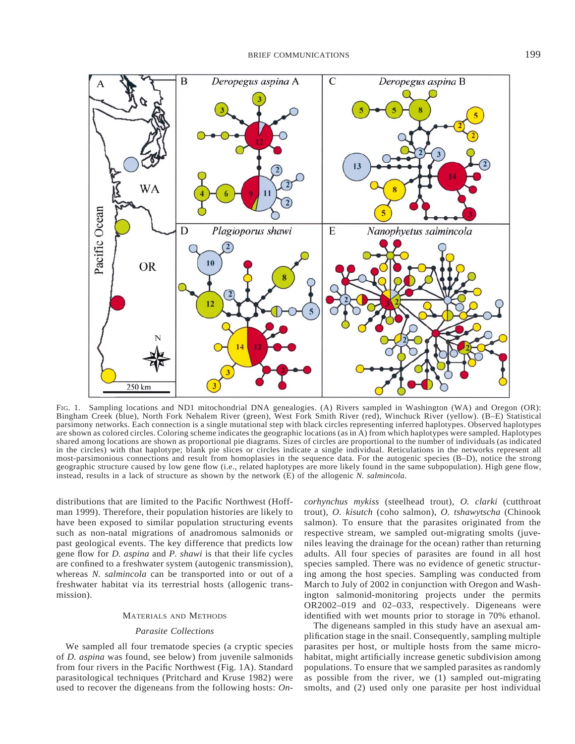FIG. 1. Sampling locations and ND1 mitochondrial DNA genealogies. (A) Rivers sampled in Washington (WA) and Oregon (OR): Bingham Creek (blue), North Fork Nehalem River (green), West Fork Smith River (red), Winchuck River (yellow). (B–E) Statistical parsimony networks. Each connection is a single mutational step with black circles representing inferred haplotypes. Observed haplotypes are shown as colored circles. Coloring scheme indicates the geographic locations (as in A) from which haplotypes were sampled. Haplotypes shared among locations are shown as proportional pie diagrams. Sizes of circles are proportional to the number of individuals (as indicated in the circles) with that haplotype; blank pie slices or circles indicate a single individual. Reticulations in the networks represent all most-parsimonious connections and result from homoplasies in the sequence data. For the autogenic species (B–D), notice the strong geographic structure caused by low gene flow (i.e., related haplotypes are more likely found in the same subpopulation). High gene flow, instead, results in a lack of structure as shown by the network (E) of the allogenic *N. salmincola*.

distributions that are limited to the Pacific Northwest (Hoffman 1999). Therefore, their population histories are likely to have been exposed to similar population structuring events such as non-natal migrations of anadromous salmonids or past geological events. The key difference that predicts low gene flow for *D. aspina* and *P. shawi* is that their life cycles are confined to a freshwater system (autogenic transmission), whereas *N. salmincola* can be transported into or out of a freshwater habitat via its terrestrial hosts (allogenic transmission).

## MATERIALS AND METHODS

### *Parasite Collections*

We sampled all four trematode species (a cryptic species of *D. aspina* was found, see below) from juvenile salmonids from four rivers in the Pacific Northwest (Fig. 1A). Standard parasitological techniques (Pritchard and Kruse 1982) were used to recover the digeneans from the following hosts: *Oncorhynchus mykiss* (steelhead trout), *O. clarki* (cutthroat trout), *O. kisutch* (coho salmon), *O. tshawytscha* (Chinook salmon). To ensure that the parasites originated from the respective stream, we sampled out-migrating smolts (juveniles leaving the drainage for the ocean) rather than returning adults. All four species of parasites are found in all host species sampled. There was no evidence of genetic structuring among the host species. Sampling was conducted from March to July of 2002 in conjunction with Oregon and Washington salmonid-monitoring projects under the permits OR2002–019 and 02–033, respectively. Digeneans were identified with wet mounts prior to storage in 70% ethanol.

The digeneans sampled in this study have an asexual amplification stage in the snail. Consequently, sampling multiple parasites per host, or multiple hosts from the same microhabitat, might artificially increase genetic subdivision among populations. To ensure that we sampled parasites as randomly as possible from the river, we (1) sampled out-migrating smolts, and (2) used only one parasite per host individual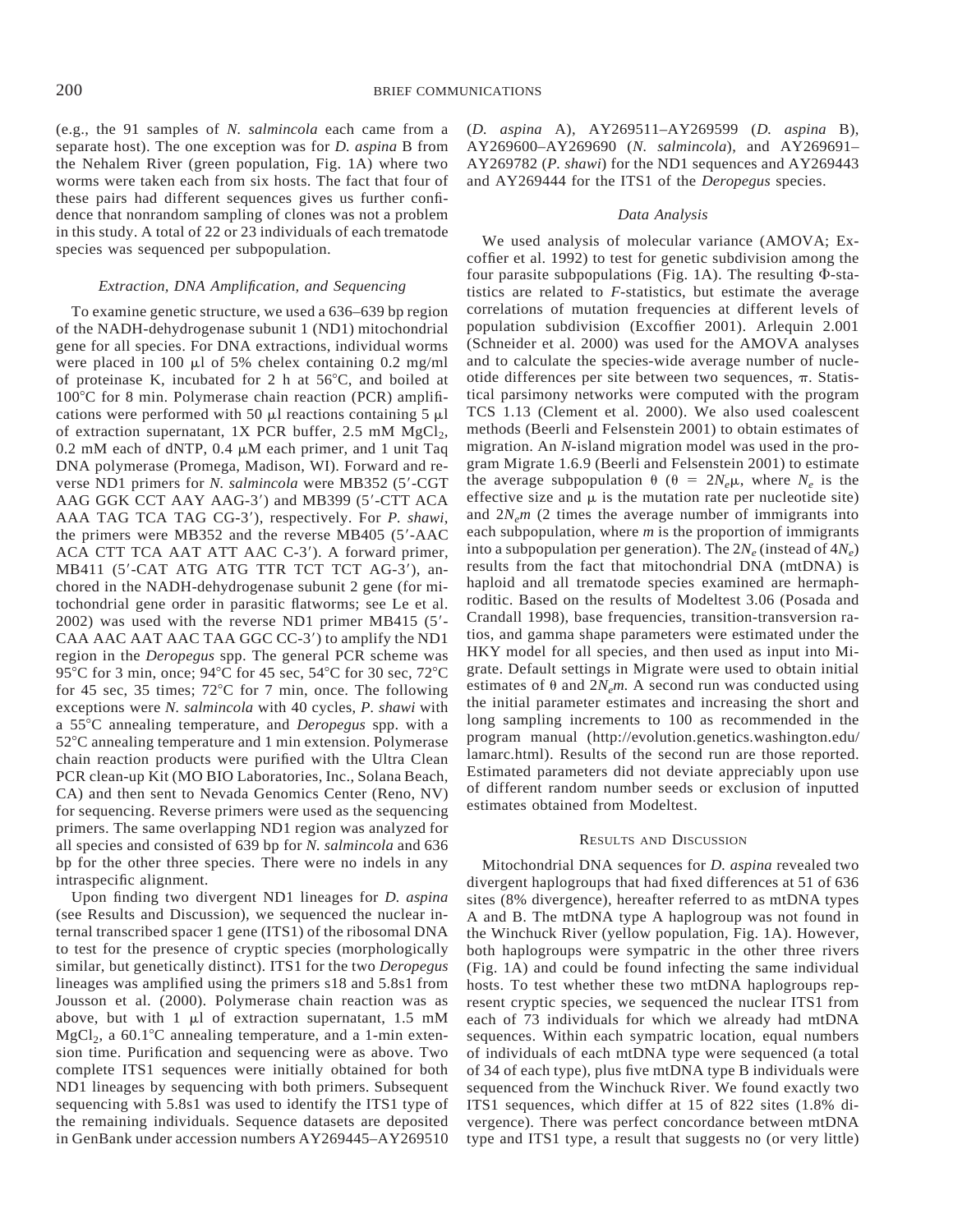(e.g., the 91 samples of *N. salmincola* each came from a separate host). The one exception was for *D. aspina* B from the Nehalem River (green population, Fig. 1A) where two worms were taken each from six hosts. The fact that four of these pairs had different sequences gives us further confidence that nonrandom sampling of clones was not a problem in this study. A total of 22 or 23 individuals of each trematode species was sequenced per subpopulation.

### *Extraction, DNA Amplification, and Sequencing*

To examine genetic structure, we used a 636–639 bp region of the NADH-dehydrogenase subunit 1 (ND1) mitochondrial gene for all species. For DNA extractions, individual worms were placed in 100 μl of 5% chelex containing 0.2 mg/ml of proteinase K, incubated for 2 h at 56°C, and boiled at 100°C for 8 min. Polymerase chain reaction (PCR) amplifications were performed with 50 μl reactions containing 5 μl of extraction supernatant, 1X PCR buffer, 2.5 mM $MgCl_2$, 0.2 mM each of dNTP, 0.4 μM each primer, and 1 unit Taq DNA polymerase (Promega, Madison, WI). Forward and reverse ND1 primers for *N. salmincola* were MB352 (5′-CGT AAG GGK CCT AAY AAG-3′) and MB399 (5′-CTT ACA AAA TAG TCA TAG CG-3′), respectively. For *P. shawi*, the primers were MB352 and the reverse MB405 (5′-AAC ACA CTT TCA AAT ATT AAC C-3′). A forward primer, MB411 (5′-CAT ATG ATG TTR TCT TCT AG-3′), anchored in the NADH-dehydrogenase subunit 2 gene (for mitochondrial gene order in parasitic flatworms; see Le et al. 2002) was used with the reverse ND1 primer MB415 (5′-CAA AAC AAT AAC TAA GGC CC-3′) to amplify the ND1 region in the *Deropegus* spp. The general PCR scheme was 95°C for 3 min, once; 94°C for 45 sec, 54°C for 30 sec, 72°C for 45 sec, 35 times; 72°C for 7 min, once. The following exceptions were *N. salmincola* with 40 cycles, *P. shawi* with a 55°C annealing temperature, and *Deropegus* spp. with a 52°C annealing temperature and 1 min extension. Polymerase chain reaction products were purified with the Ultra Clean PCR clean-up Kit (MO BIO Laboratories, Inc., Solana Beach, CA) and then sent to Nevada Genomics Center (Reno, NV) for sequencing. Reverse primers were used as the sequencing primers. The same overlapping ND1 region was analyzed for all species and consisted of 639 bp for *N. salmincola* and 636 bp for the other three species. There were no indels in any intraspecific alignment.

Upon finding two divergent ND1 lineages for *D. aspina* (see Results and Discussion), we sequenced the nuclear internal transcribed spacer 1 gene (ITS1) of the ribosomal DNA to test for the presence of cryptic species (morphologically similar, but genetically distinct). ITS1 for the two *Deropegus* lineages was amplified using the primers s18 and 5.8s1 from Jousson et al. (2000). Polymerase chain reaction was as above, but with 1 μl of extraction supernatant, 1.5 mM $MgCl_2$, a 60.1°C annealing temperature, and a 1-min extension time. Purification and sequencing were as above. Two complete ITS1 sequences were initially obtained for both ND1 lineages by sequencing with both primers. Subsequent sequencing with 5.8s1 was used to identify the ITS1 type of the remaining individuals. Sequence datasets are deposited in GenBank under accession numbers AY269445–AY269510 (*D. aspina* A), AY269511–AY269599 (*D. aspina* B), AY269600–AY269690 (*N. salmincola*), and AY269691–AY269782 (*P. shawi*) for the ND1 sequences and AY269443 and AY269444 for the ITS1 of the *Deropegus* species.

### *Data Analysis*

We used analysis of molecular variance (AMOVA; Excoffier et al. 1992) to test for genetic subdivision among the four parasite subpopulations (Fig. 1A). The resulting Φ-statistics are related to *F*-statistics, but estimate the average correlations of mutation frequencies at different levels of population subdivision (Excoffier 2001). Arlequin 2.001 (Schneider et al. 2000) was used for the AMOVA analyses and to calculate the species-wide average number of nucleotide differences per site between two sequences, $\pi$. Statistical parsimony networks were computed with the program TCS 1.13 (Clement et al. 2000). We also used coalescent methods (Beerli and Felsenstein 2001) to obtain estimates of migration. An *N*-island migration model was used in the program Migrate 1.6.9 (Beerli and Felsenstein 2001) to estimate the average subpopulation $\theta$ ($\theta = 2N_e\mu$, where $N_e$ is the effective size and $\mu$ is the mutation rate per nucleotide site) and $2N_em$ (2 times the average number of immigrants into each subpopulation, where $m$ is the proportion of immigrants into a subpopulation per generation). The $2N_e$ (instead of $4N_e$) results from the fact that mitochondrial DNA (mtDNA) is haploid and all trematode species examined are hermaphroditic. Based on the results of Modeltest 3.06 (Posada and Crandall 1998), base frequencies, transition-transversion ratios, and gamma shape parameters were estimated under the HKY model for all species, and then used as input into Migrate. Default settings in Migrate were used to obtain initial estimates of $\theta$ and $2N_em$. A second run was conducted using the initial parameter estimates and increasing the short and long sampling increments to 100 as recommended in the program manual (http://evolution.genetics.washington.edu/lamarc.html). Results of the second run are those reported. Estimated parameters did not deviate appreciably upon use of different random number seeds or exclusion of inputted estimates obtained from Modeltest.

## Results and Discussion

Mitochondrial DNA sequences for *D. aspina* revealed two divergent haplogroups that had fixed differences at 51 of 636 sites (8% divergence), hereafter referred to as mtDNA types A and B. The mtDNA type A haplogroup was not found in the Winchuck River (yellow population, Fig. 1A). However, both haplogroups were sympatric in the other three rivers (Fig. 1A) and could be found infecting the same individual hosts. To test whether these two mtDNA haplogroups represent cryptic species, we sequenced the nuclear ITS1 from each of 73 individuals for which we already had mtDNA sequences. Within each sympatric location, equal numbers of individuals of each mtDNA type were sequenced (a total of 34 of each type), plus five mtDNA type B individuals were sequenced from the Winchuck River. We found exactly two ITS1 sequences, which differ at 15 of 822 sites (1.8% divergence). There was perfect concordance between mtDNA type and ITS1 type, a result that suggests no (or very little)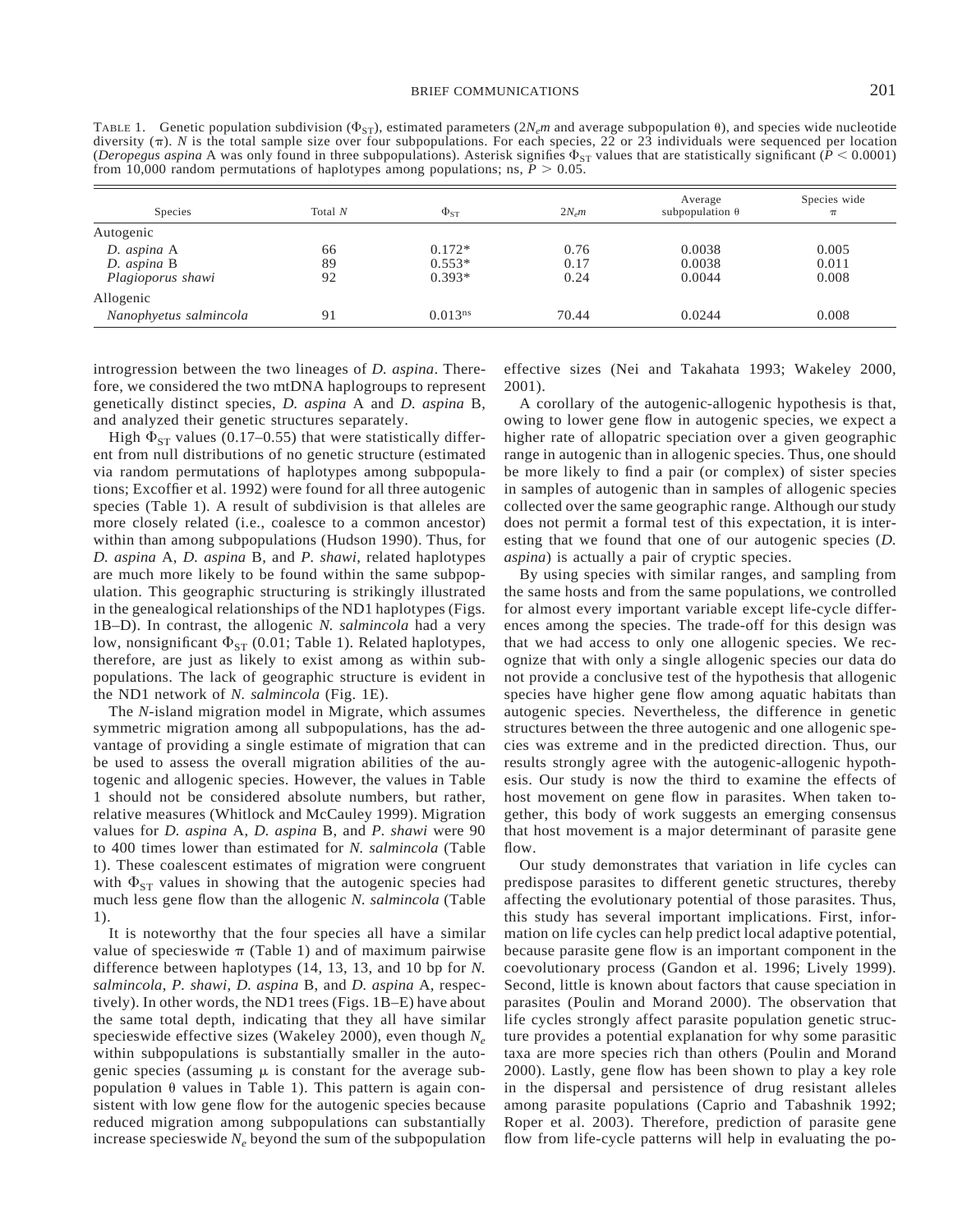TABLE 1. Genetic population subdivision ($\Phi_{ST}$), estimated parameters ($2N_em$ and average subpopulation $\theta$), and species wide nucleotide diversity ($\pi$). $N$ is the total sample size over four subpopulations. For each species, 22 or 23 individuals were sequenced per location (*Deropegus aspina* A was only found in three subpopulations). Asterisk signifies $\Phi_{ST}$ values that are statistically significant ($P < 0.0001$) from 10,000 random permutations of haplotypes among populations; ns, $P > 0.05$.

| Species | Total $N$ | $\Phi_{ST}$ | $2N_em$ | Average subpopulation $\theta$ | Species wide $\pi$ |
|---|---|---|---|---|---|
| Autogenic | | | | | |
| *D. aspina* A | 66 | 0.172* | 0.76 | 0.0038 | 0.005 |
| *D. aspina* B | 89 | 0.553* | 0.17 | 0.0038 | 0.011 |
| *Plagioporus shawi* | 92 | 0.393* | 0.24 | 0.0044 | 0.008 |
| Allogenic | | | | | |
| *Nanophyetus salmincola* | 91 | $0.013^{ns}$ | 70.44 | 0.0244 | 0.008 |

introgression between the two lineages of *D. aspina*. Therefore, we considered the two mtDNA haplogroups to represent genetically distinct species, *D. aspina* A and *D. aspina* B, and analyzed their genetic structures separately.

High $\Phi_{ST}$ values (0.17–0.55) that were statistically different from null distributions of no genetic structure (estimated via random permutations of haplotypes among subpopulations; Excoffier et al. 1992) were found for all three autogenic species (Table 1). A result of subdivision is that alleles are more closely related (i.e., coalesce to a common ancestor) within than among subpopulations (Hudson 1990). Thus, for *D. aspina* A, *D. aspina* B, and *P. shawi*, related haplotypes are much more likely to be found within the same subpopulation. This geographic structuring is strikingly illustrated in the genealogical relationships of the ND1 haplotypes (Figs. 1B–D). In contrast, the allogenic *N. salmincola* had a very low, nonsignificant $\Phi_{ST}$ (0.01; Table 1). Related haplotypes, therefore, are just as likely to exist among as within subpopulations. The lack of geographic structure is evident in the ND1 network of *N. salmincola* (Fig. 1E).

The *N*-island migration model in Migrate, which assumes symmetric migration among all subpopulations, has the advantage of providing a single estimate of migration that can be used to assess the overall migration abilities of the autogenic and allogenic species. However, the values in Table 1 should not be considered absolute numbers, but rather, relative measures (Whitlock and McCauley 1999). Migration values for *D. aspina* A, *D. aspina* B, and *P. shawi* were 90 to 400 times lower than estimated for *N. salmincola* (Table 1). These coalescent estimates of migration were congruent with $\Phi_{ST}$ values in showing that the autogenic species had much less gene flow than the allogenic *N. salmincola* (Table 1).

It is noteworthy that the four species all have a similar value of specieswide $\pi$ (Table 1) and of maximum pairwise difference between haplotypes (14, 13, 13, and 10 bp for *N. salmincola*, *P. shawi*, *D. aspina* B, and *D. aspina* A, respectively). In other words, the ND1 trees (Figs. 1B–E) have about the same total depth, indicating that they all have similar specieswide effective sizes (Wakeley 2000), even though $N_e$ within subpopulations is substantially smaller in the autogenic species (assuming $\mu$ is constant for the average subpopulation $\theta$ values in Table 1). This pattern is again consistent with low gene flow for the autogenic species because reduced migration among subpopulations can substantially increase specieswide $N_e$ beyond the sum of the subpopulation effective sizes (Nei and Takahata 1993; Wakeley 2000, 2001).

A corollary of the autogenic-allogenic hypothesis is that, owing to lower gene flow in autogenic species, we expect a higher rate of allopatric speciation over a given geographic range in autogenic than in allogenic species. Thus, one should be more likely to find a pair (or complex) of sister species in samples of autogenic than in samples of allogenic species collected over the same geographic range. Although our study does not permit a formal test of this expectation, it is interesting that we found that one of our autogenic species (*D. aspina*) is actually a pair of cryptic species.

By using species with similar ranges, and sampling from the same hosts and from the same populations, we controlled for almost every important variable except life-cycle differences among the species. The trade-off for this design was that we had access to only one allogenic species. We recognize that with only a single allogenic species our data do not provide a conclusive test of the hypothesis that allogenic species have higher gene flow among aquatic habitats than autogenic species. Nevertheless, the difference in genetic structures between the three autogenic and one allogenic species was extreme and in the predicted direction. Thus, our results strongly agree with the autogenic-allogenic hypothesis. Our study is now the third to examine the effects of host movement on gene flow in parasites. When taken together, this body of work suggests an emerging consensus that host movement is a major determinant of parasite gene flow.

Our study demonstrates that variation in life cycles can predispose parasites to different genetic structures, thereby affecting the evolutionary potential of those parasites. Thus, this study has several important implications. First, information on life cycles can help predict local adaptive potential, because parasite gene flow is an important component in the coevolutionary process (Gandon et al. 1996; Lively 1999). Second, little is known about factors that cause speciation in parasites (Poulin and Morand 2000). The observation that life cycles strongly affect parasite population genetic structure provides a potential explanation for why some parasitic taxa are more species rich than others (Poulin and Morand 2000). Lastly, gene flow has been shown to play a key role in the dispersal and persistence of drug resistant alleles among parasite populations (Caprio and Tabashnik 1992; Roper et al. 2003). Therefore, prediction of parasite gene flow from life-cycle patterns will help in evaluating the po-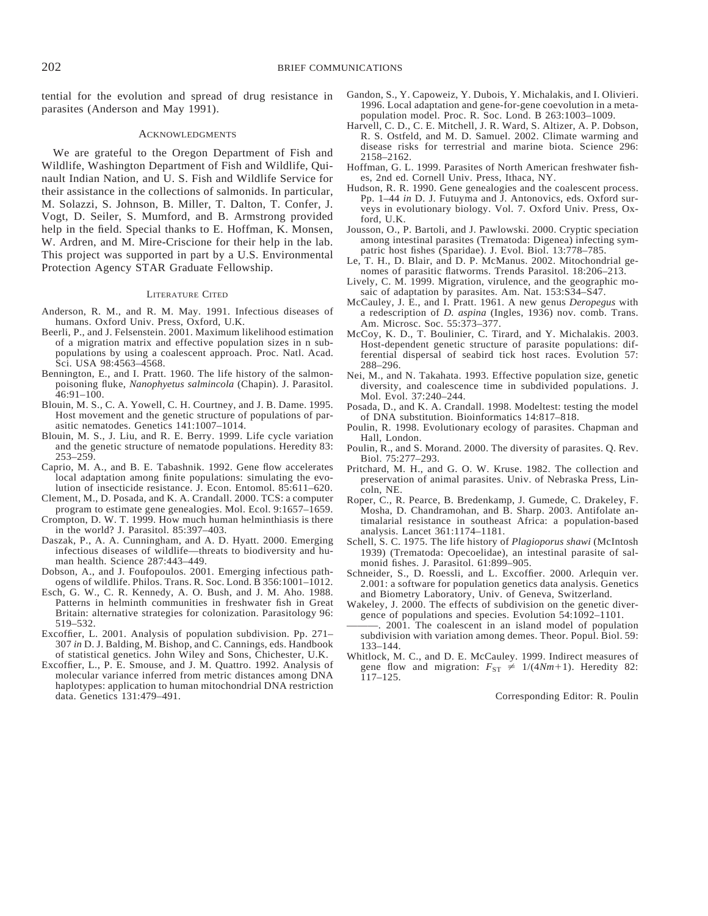tential for the evolution and spread of drug resistance in parasites (Anderson and May 1991).

## Acknowledgments

We are grateful to the Oregon Department of Fish and Wildlife, Washington Department of Fish and Wildlife, Quinault Indian Nation, and U. S. Fish and Wildlife Service for their assistance in the collections of salmonids. In particular, M. Solazzi, S. Johnson, B. Miller, T. Dalton, T. Confer, J. Vogt, D. Seiler, S. Mumford, and B. Armstrong provided help in the field. Special thanks to E. Hoffman, K. Monsen, W. Ardren, and M. Mire-Criscione for their help in the lab. This project was supported in part by a U.S. Environmental Protection Agency STAR Graduate Fellowship.

## Literature Cited

Anderson, R. M., and R. M. May. 1991. Infectious diseases of humans. Oxford Univ. Press, Oxford, U.K.

Beerli, P., and J. Felsenstein. 2001. Maximum likelihood estimation of a migration matrix and effective population sizes in n subpopulations by using a coalescent approach. Proc. Natl. Acad. Sci. USA 98:4563–4568.

Bennington, E., and I. Pratt. 1960. The life history of the salmon-poisoning fluke, *Nanophyetus salmincola* (Chapin). J. Parasitol. 46:91–100.

Blouin, M. S., C. A. Yowell, C. H. Courtney, and J. B. Dame. 1995. Host movement and the genetic structure of populations of parasitic nematodes. Genetics 141:1007–1014.

Blouin, M. S., J. Liu, and R. E. Berry. 1999. Life cycle variation and the genetic structure of nematode populations. Heredity 83: 253–259.

Caprio, M. A., and B. E. Tabashnik. 1992. Gene flow accelerates local adaptation among finite populations: simulating the evolution of insecticide resistance. J. Econ. Entomol. 85:611–620.

Clement, M., D. Posada, and K. A. Crandall. 2000. TCS: a computer program to estimate gene genealogies. Mol. Ecol. 9:1657–1659.

Crompton, D. W. T. 1999. How much human helminthiasis is there in the world? J. Parasitol. 85:397–403.

Daszak, P., A. A. Cunningham, and A. D. Hyatt. 2000. Emerging infectious diseases of wildlife—threats to biodiversity and human health. Science 287:443–449.

Dobson, A., and J. Foufopoulos. 2001. Emerging infectious pathogens of wildlife. Philos. Trans. R. Soc. Lond. B 356:1001–1012.

Esch, G. W., C. R. Kennedy, A. O. Bush, and J. M. Aho. 1988. Patterns in helminth communities in freshwater fish in Great Britain: alternative strategies for colonization. Parasitology 96: 519–532.

Excoffier, L. 2001. Analysis of population subdivision. Pp. 271–307 *in* D. J. Balding, M. Bishop, and C. Cannings, eds. Handbook of statistical genetics. John Wiley and Sons, Chichester, U.K.

Excoffier, L., P. E. Smouse, and J. M. Quattro. 1992. Analysis of molecular variance inferred from metric distances among DNA haplotypes: application to human mitochondrial DNA restriction data. Genetics 131:479–491.

Gandon, S., Y. Capoweiz, Y. Dubois, Y. Michalakis, and I. Olivieri. 1996. Local adaptation and gene-for-gene coevolution in a metapopulation model. Proc. R. Soc. Lond. B 263:1003–1009.

Harvell, C. D., C. E. Mitchell, J. R. Ward, S. Altizer, A. P. Dobson, R. S. Ostfeld, and M. D. Samuel. 2002. Climate warming and disease risks for terrestrial and marine biota. Science 296: 2158–2162.

Hoffman, G. L. 1999. Parasites of North American freshwater fishes, 2nd ed. Cornell Univ. Press, Ithaca, NY.

Hudson, R. R. 1990. Gene genealogies and the coalescent process. Pp. 1–44 *in* D. J. Futuyma and J. Antonovics, eds. Oxford surveys in evolutionary biology. Vol. 7. Oxford Univ. Press, Oxford, U.K.

Jousson, O., P. Bartoli, and J. Pawlowski. 2000. Cryptic speciation among intestinal parasites (Trematoda: Digenea) infecting sympatric host fishes (Sparidae). J. Evol. Biol. 13:778–785.

Le, T. H., D. Blair, and D. P. McManus. 2002. Mitochondrial genomes of parasitic flatworms. Trends Parasitol. 18:206–213.

Lively, C. M. 1999. Migration, virulence, and the geographic mosaic of adaptation by parasites. Am. Nat. 153:S34–S47.

McCauley, J. E., and I. Pratt. 1961. A new genus *Deropegus* with a redescription of *D. aspina* (Ingles, 1936) nov. comb. Trans. Am. Microsc. Soc. 55:373–377.

McCoy, K. D., T. Boulinier, C. Tirard, and Y. Michalakis. 2003. Host-dependent genetic structure of parasite populations: differential dispersal of seabird tick host races. Evolution 57: 288–296.

Nei, M., and N. Takahata. 1993. Effective population size, genetic diversity, and coalescence time in subdivided populations. J. Mol. Evol. 37:240–244.

Posada, D., and K. A. Crandall. 1998. Modeltest: testing the model of DNA substitution. Bioinformatics 14:817–818.

Poulin, R. 1998. Evolutionary ecology of parasites. Chapman and Hall, London.

Poulin, R., and S. Morand. 2000. The diversity of parasites. Q. Rev. Biol. 75:277–293.

Pritchard, M. H., and G. O. W. Kruse. 1982. The collection and preservation of animal parasites. Univ. of Nebraska Press, Lincoln, NE.

Roper, C., R. Pearce, B. Bredenkamp, J. Gumede, C. Drakeley, F. Mosha, D. Chandramohan, and B. Sharp. 2003. Antifolate antimalarial resistance in southeast Africa: a population-based analysis. Lancet 361:1174–1181.

Schell, S. C. 1975. The life history of *Plagioporus shawi* (McIntosh 1939) (Trematoda: Opecoelidae), an intestinal parasite of salmonid fishes. J. Parasitol. 61:899–905.

Schneider, S., D. Roessli, and L. Excoffier. 2000. Arlequin ver. 2.001: a software for population genetics data analysis. Genetics and Biometry Laboratory, Univ. of Geneva, Switzerland.

Wakeley, J. 2000. The effects of subdivision on the genetic divergence of populations and species. Evolution 54:1092–1101.

———. 2001. The coalescent in an island model of population subdivision with variation among demes. Theor. Popul. Biol. 59: 133–144.

Whitlock, M. C., and D. E. McCauley. 1999. Indirect measures of gene flow and migration: $F_{ST} \neq 1/(4Nm+1)$. Heredity 82: 117–125.

Corresponding Editor: R. Poulin